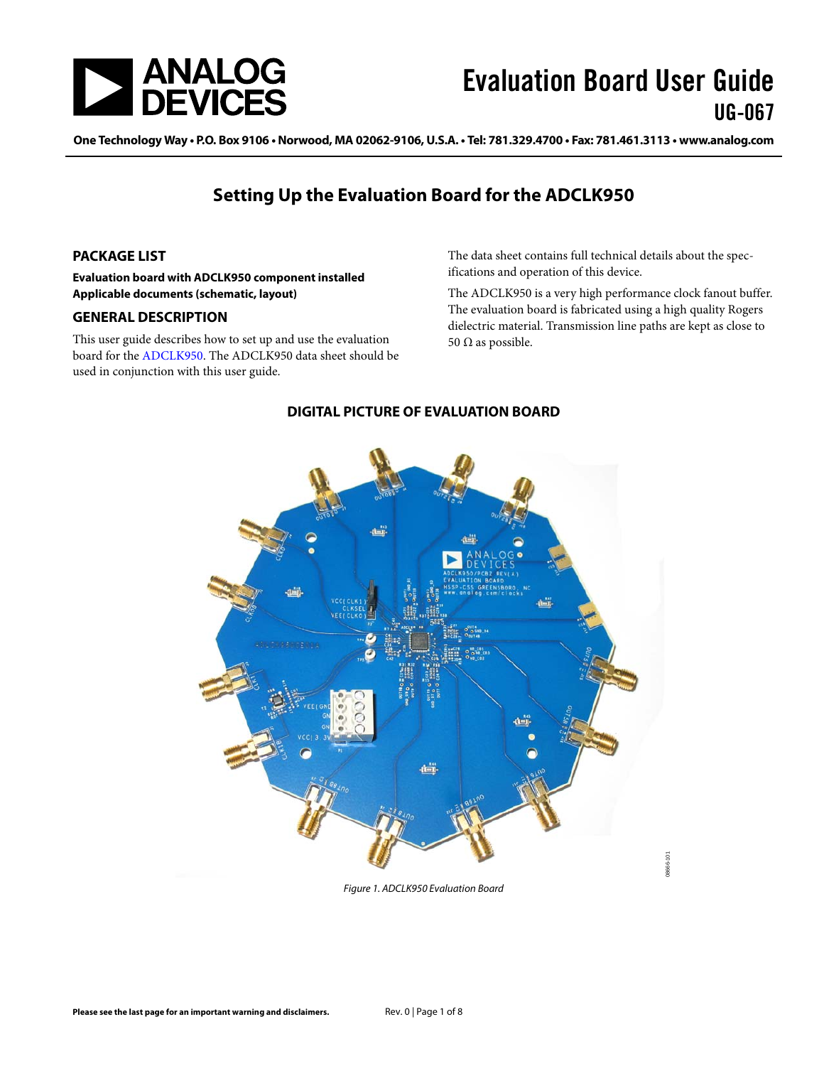# Evaluation Board User Guide

## UG-067

One Technology Way • P.O. Box 9106 • Norwood, MA 02062-9106, U.S.A. • Tel: 781.329.4700 • Fax: 781.461.3113 • www.analog.com

## Setting Up the Evaluation Board for the ADCLK950

### PACKAGE LIST

**Evaluation board with ADCLK950 component installed**
**Applicable documents (schematic, layout)**

### GENERAL DESCRIPTION

This user guide describes how to set up and use the evaluation board for the ADCLK950. The ADCLK950 data sheet should be used in conjunction with this user guide.

The data sheet contains full technical details about the specifications and operation of this device.

The ADCLK950 is a very high performance clock fanout buffer. The evaluation board is fabricated using a high quality Rogers dielectric material. Transmission line paths are kept as close to 50 Ω as possible.

### DIGITAL PICTURE OF EVALUATION BOARD

*Figure 1. ADCLK950 Evaluation Board*

Please see the last page for an important warning and disclaimers.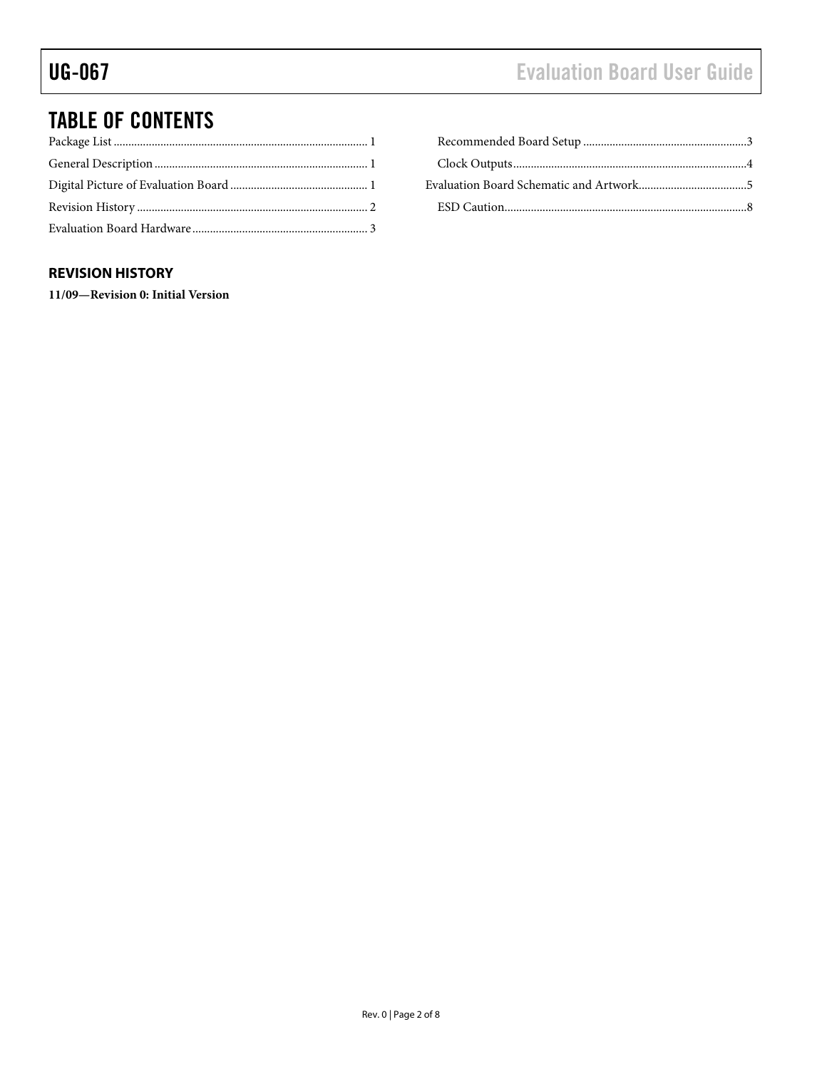## TABLE OF CONTENTS

Package List ..................................................................................... 1

General Description ........................................................................ 1

Digital Picture of Evaluation Board .............................................. 1

Revision History .............................................................................. 2

Evaluation Board Hardware ........................................................... 3

  Recommended Board Setup ....................................................... 3

  Clock Outputs ............................................................................... 4

Evaluation Board Schematic and Artwork..................................... 5

  ESD Caution.................................................................................. 8

### REVISION HISTORY

**11/09—Revision 0: Initial Version**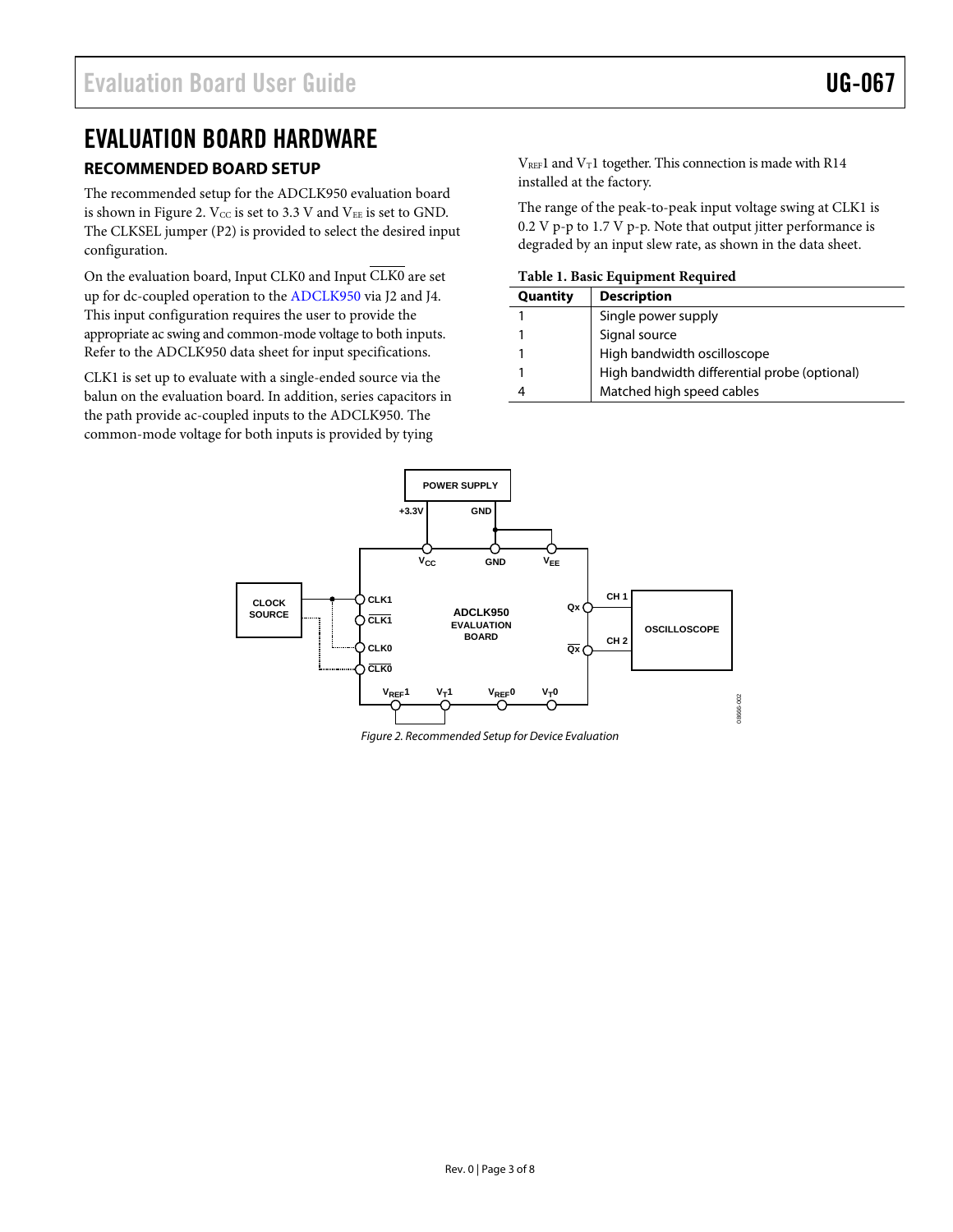# EVALUATION BOARD HARDWARE

## RECOMMENDED BOARD SETUP

The recommended setup for the ADCLK950 evaluation board is shown in Figure 2. $V_{CC}$ is set to 3.3 V and $V_{EE}$ is set to GND. The CLKSEL jumper (P2) is provided to select the desired input configuration.

On the evaluation board, Input CLK0 and Input $\overline{\text{CLK0}}$ are set up for dc-coupled operation to the ADCLK950 via J2 and J4. This input configuration requires the user to provide the appropriate ac swing and common-mode voltage to both inputs. Refer to the ADCLK950 data sheet for input specifications.

CLK1 is set up to evaluate with a single-ended source via the balun on the evaluation board. In addition, series capacitors in the path provide ac-coupled inputs to the ADCLK950. The common-mode voltage for both inputs is provided by tying $V_{REF}1$ and $V_T1$ together. This connection is made with R14 installed at the factory.

The range of the peak-to-peak input voltage swing at CLK1 is 0.2 V p-p to 1.7 V p-p. Note that output jitter performance is degraded by an input slew rate, as shown in the data sheet.

**Table 1. Basic Equipment Required**

| Quantity | Description |
| --- | --- |
| 1 | Single power supply |
| 1 | Signal source |
| 1 | High bandwidth oscilloscope |
| 1 | High bandwidth differential probe (optional) |
| 4 | Matched high speed cables |

*Figure 2. Recommended Setup for Device Evaluation*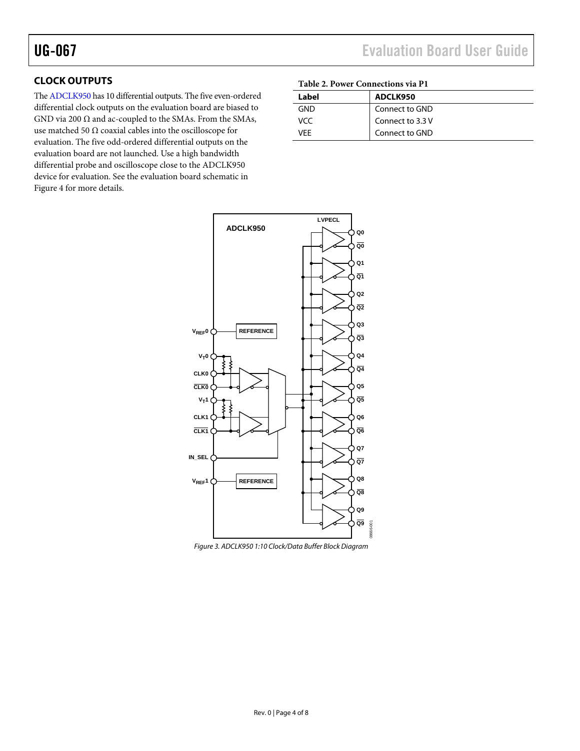## CLOCK OUTPUTS

The ADCLK950 has 10 differential outputs. The five even-ordered differential clock outputs on the evaluation board are biased to GND via 200 Ω and ac-coupled to the SMAs. From the SMAs, use matched 50 Ω coaxial cables into the oscilloscope for evaluation. The five odd-ordered differential outputs on the evaluation board are not launched. Use a high bandwidth differential probe and oscilloscope close to the ADCLK950 device for evaluation. See the evaluation board schematic in Figure 4 for more details.

**Table 2. Power Connections via P1**

| Label | ADCLK950 |
|---|---|
| GND | Connect to GND |
| VCC | Connect to 3.3 V |
| VEE | Connect to GND |

*Figure 3. ADCLK950 1:10 Clock/Data Buffer Block Diagram*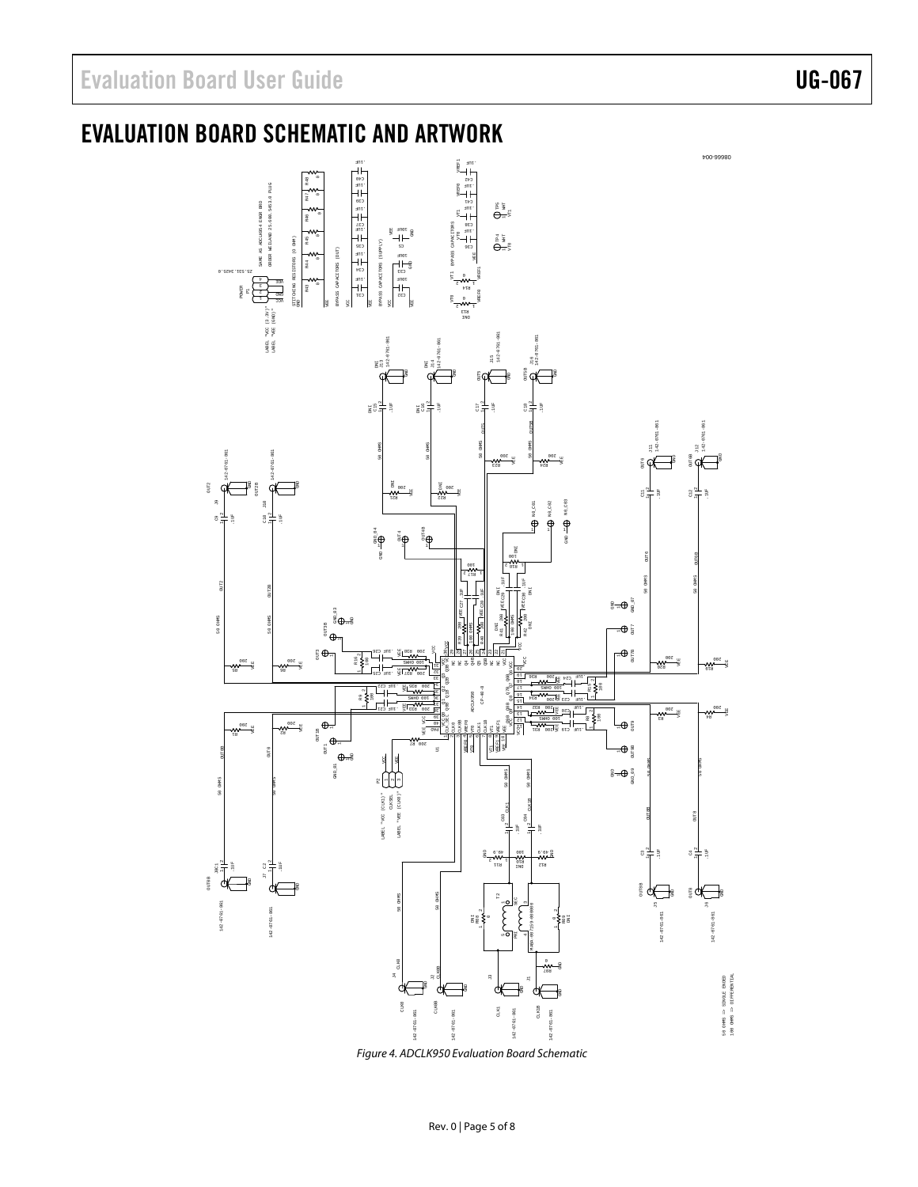# EVALUATION BOARD SCHEMATIC AND ARTWORK

Figure 4. ADCLK950 Evaluation Board Schematic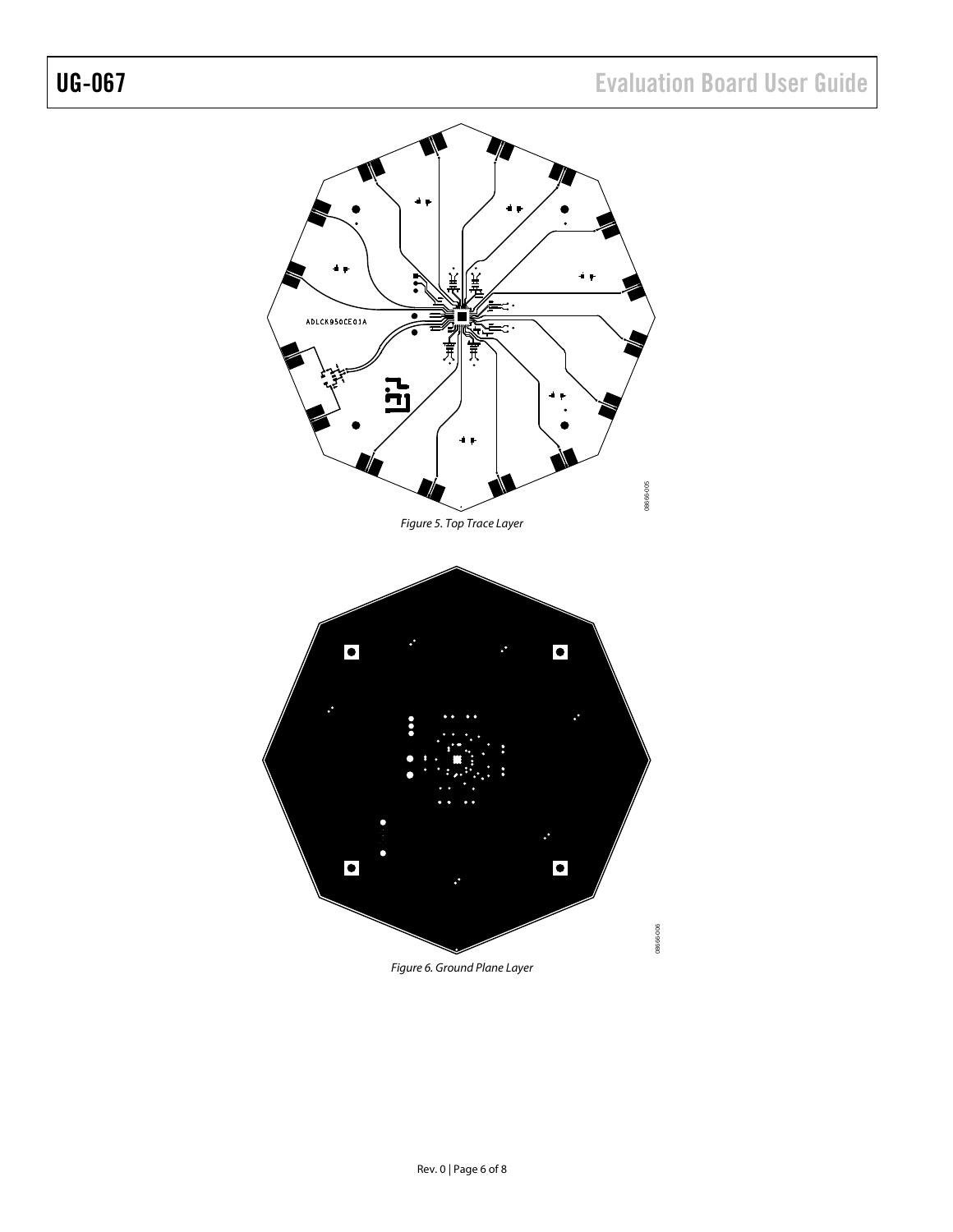Figure 5. Top Trace Layer

Figure 6. Ground Plane Layer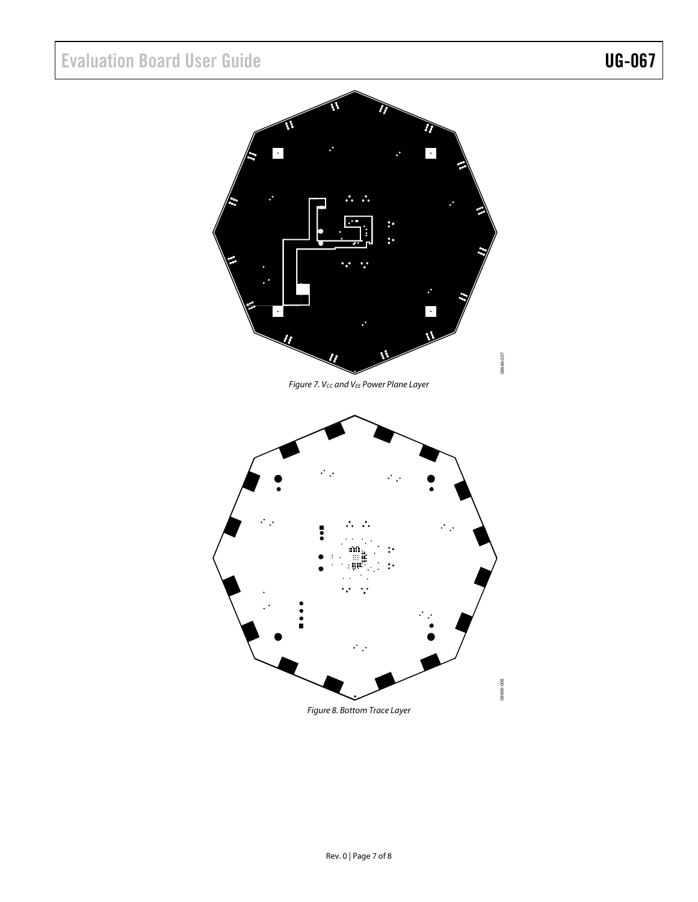Figure 7. $V_{CC}$ and $V_{EE}$ Power Plane Layer

Figure 8. Bottom Trace Layer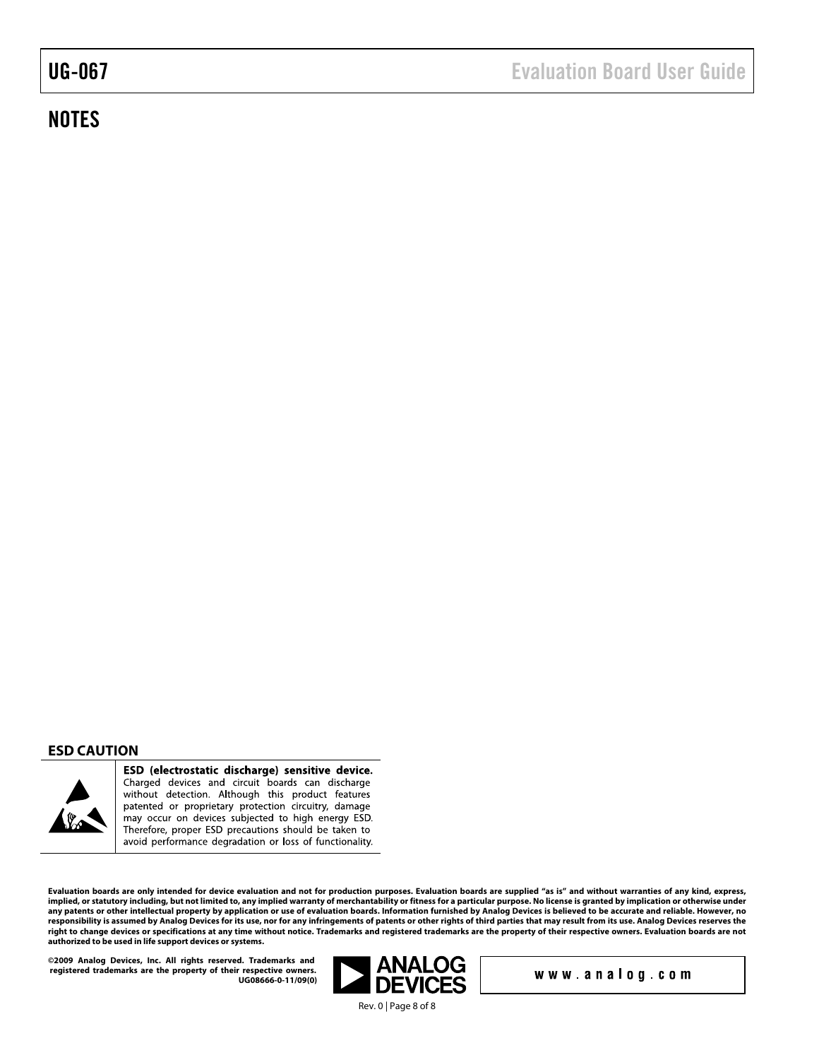## NOTES

## ESD CAUTION

**ESD (electrostatic discharge) sensitive device.** Charged devices and circuit boards can discharge without detection. Although this product features patented or proprietary protection circuitry, damage may occur on devices subjected to high energy ESD. Therefore, proper ESD precautions should be taken to avoid performance degradation or loss of functionality.

**Evaluation boards are only intended for device evaluation and not for production purposes. Evaluation boards are supplied "as is" and without warranties of any kind, express, implied, or statutory including, but not limited to, any implied warranty of merchantability or fitness for a particular purpose. No license is granted by implication or otherwise under any patents or other intellectual property by application or use of evaluation boards. Information furnished by Analog Devices is believed to be accurate and reliable. However, no responsibility is assumed by Analog Devices for its use, nor for any infringements of patents or other rights of third parties that may result from its use. Analog Devices reserves the right to change devices or specifications at any time without notice. Trademarks and registered trademarks are the property of their respective owners. Evaluation boards are not authorized to be used in life support devices or systems.**

**©2009 Analog Devices, Inc. All rights reserved. Trademarks and registered trademarks are the property of their respective owners. UG08666-0-11/09(0)**

www.analog.com